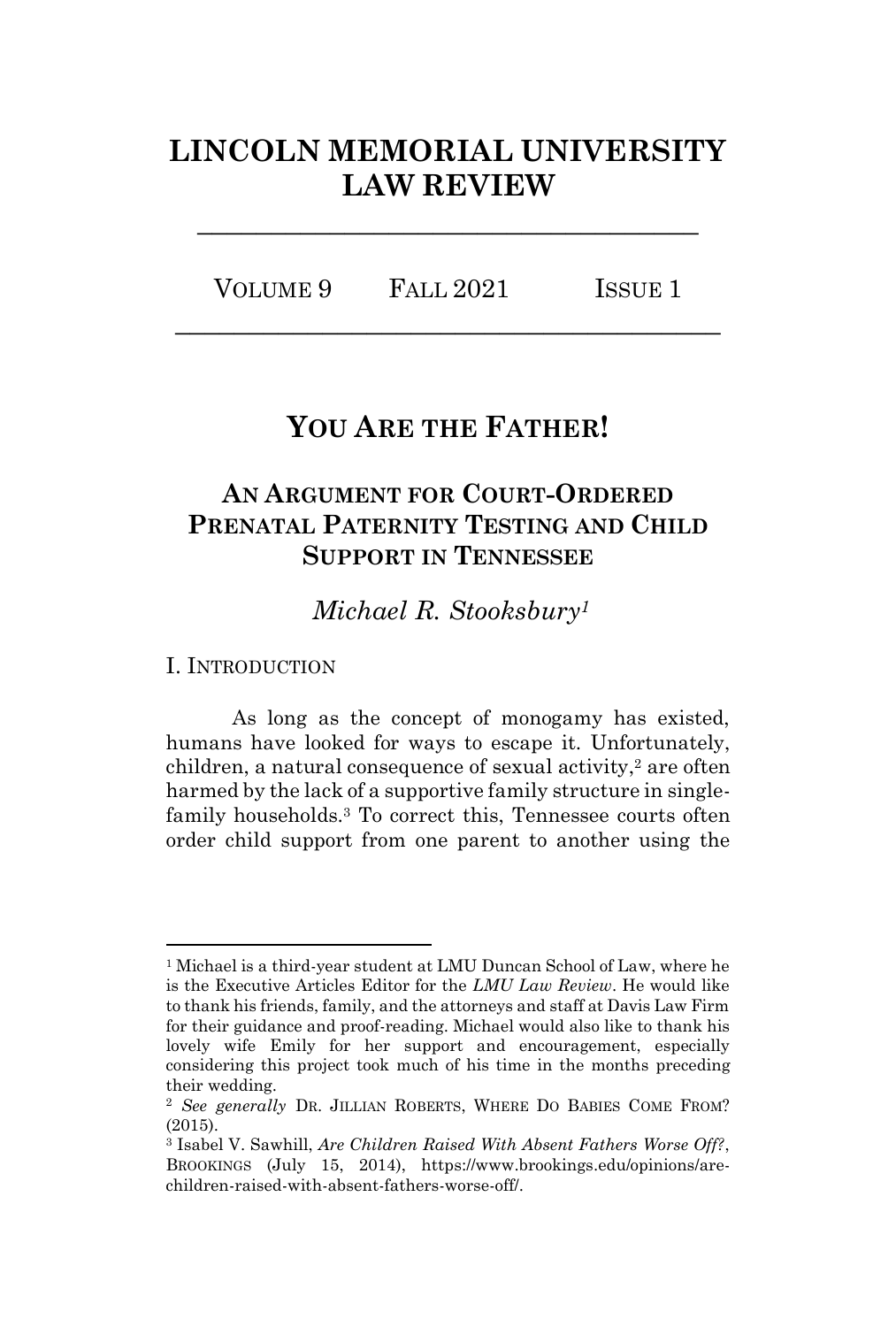# LINCOLN MEMORIAL UNIVERSITY LAW REVIEW

VOLUME 9 FALL 2021 ISSUE 1

## YOU ARE THE FATHER!

### AN ARGUMENT FOR COURT-ORDERED PRENATAL PATERNITY TESTING AND CHILD SUPPORT IN TENNESSEE

*Michael R. Stooksbury*[1]

I. INTRODUCTION

As long as the concept of monogamy has existed, humans have looked for ways to escape it. Unfortunately, children, a natural consequence of sexual activity,[2] are often harmed by the lack of a supportive family structure in single-family households.[3] To correct this, Tennessee courts often order child support from one parent to another using the

---

[1] Michael is a third-year student at LMU Duncan School of Law, where he is the Executive Articles Editor for the *LMU Law Review*. He would like to thank his friends, family, and the attorneys and staff at Davis Law Firm for their guidance and proof-reading. Michael would also like to thank his lovely wife Emily for her support and encouragement, especially considering this project took much of his time in the months preceding their wedding.

[2] *See generally* DR. JILLIAN ROBERTS, WHERE DO BABIES COME FROM? (2015).

[3] Isabel V. Sawhill, *Are Children Raised With Absent Fathers Worse Off?*, BROOKINGS (July 15, 2014), https://www.brookings.edu/opinions/are-children-raised-with-absent-fathers-worse-off/.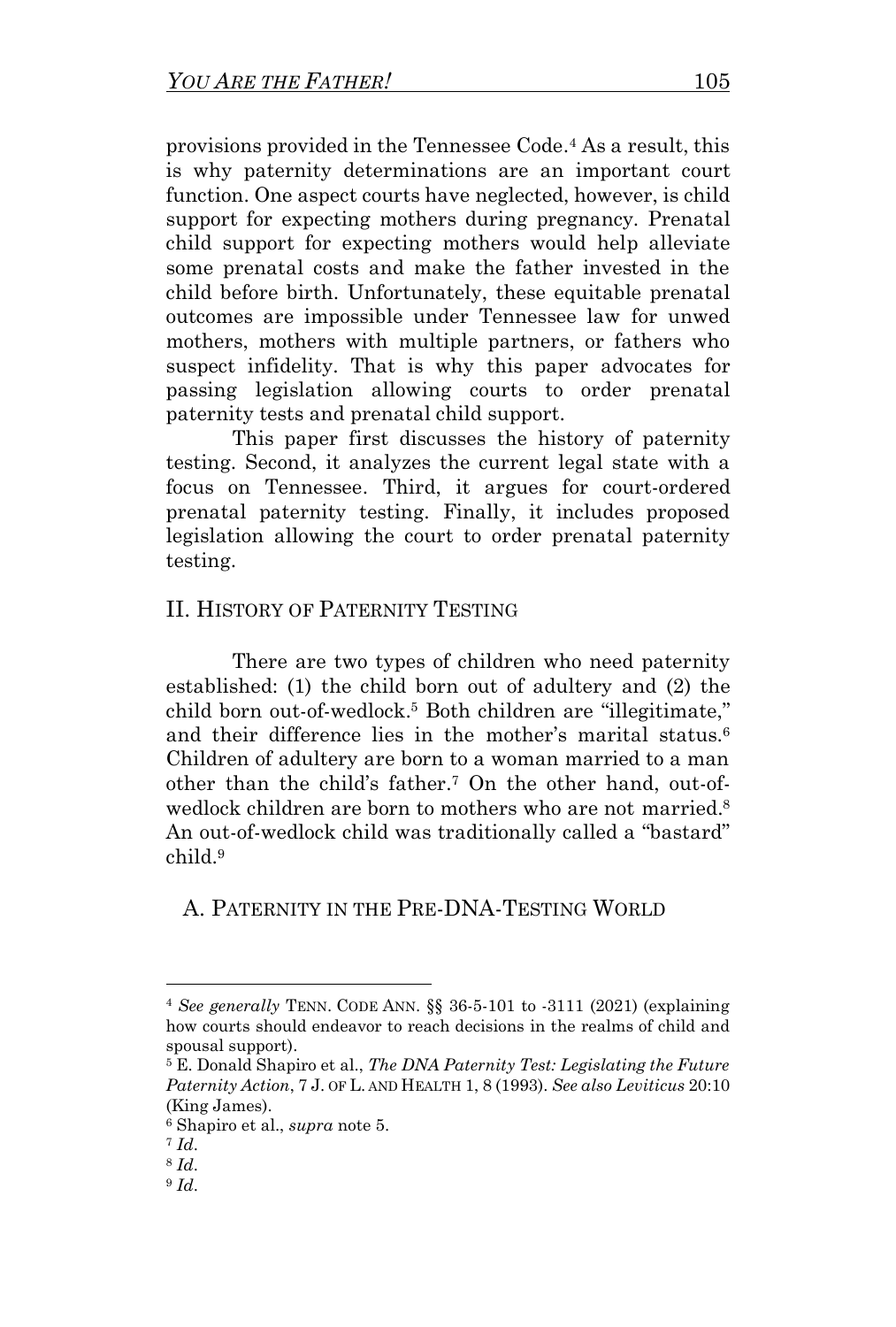provisions provided in the Tennessee Code.[4] As a result, this is why paternity determinations are an important court function. One aspect courts have neglected, however, is child support for expecting mothers during pregnancy. Prenatal child support for expecting mothers would help alleviate some prenatal costs and make the father invested in the child before birth. Unfortunately, these equitable prenatal outcomes are impossible under Tennessee law for unwed mothers, mothers with multiple partners, or fathers who suspect infidelity. That is why this paper advocates for passing legislation allowing courts to order prenatal paternity tests and prenatal child support.

This paper first discusses the history of paternity testing. Second, it analyzes the current legal state with a focus on Tennessee. Third, it argues for court-ordered prenatal paternity testing. Finally, it includes proposed legislation allowing the court to order prenatal paternity testing.

## II. History of Paternity Testing

There are two types of children who need paternity established: (1) the child born out of adultery and (2) the child born out-of-wedlock.[5] Both children are "illegitimate," and their difference lies in the mother's marital status.[6] Children of adultery are born to a woman married to a man other than the child's father.[7] On the other hand, out-of-wedlock children are born to mothers who are not married.[8] An out-of-wedlock child was traditionally called a "bastard" child.[9]

### A. Paternity in the Pre-DNA-Testing World

---

[4] *See generally* Tenn. Code Ann. §§ 36-5-101 to -3111 (2021) (explaining how courts should endeavor to reach decisions in the realms of child and spousal support).

[5] E. Donald Shapiro et al., *The DNA Paternity Test: Legislating the Future Paternity Action*, 7 J. of L. and Health 1, 8 (1993). *See also Leviticus* 20:10 (King James).

[6] Shapiro et al., *supra* note 5.

[7] *Id*.

[8] *Id*.

[9] *Id*.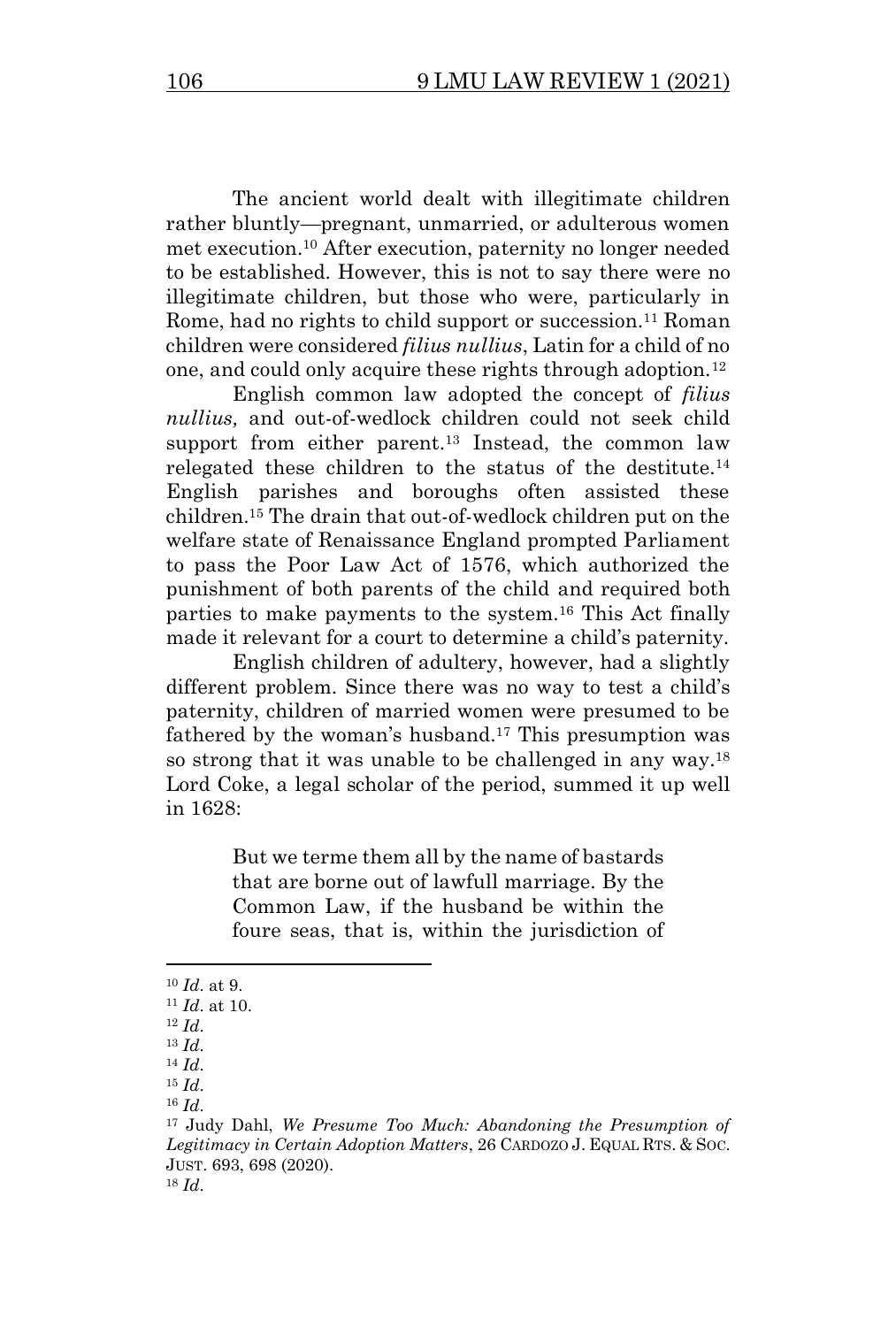The ancient world dealt with illegitimate children rather bluntly—pregnant, unmarried, or adulterous women met execution.[10] After execution, paternity no longer needed to be established. However, this is not to say there were no illegitimate children, but those who were, particularly in Rome, had no rights to child support or succession.[11] Roman children were considered *filius nullius*, Latin for a child of no one, and could only acquire these rights through adoption.[12]

English common law adopted the concept of *filius nullius,* and out-of-wedlock children could not seek child support from either parent.[13] Instead, the common law relegated these children to the status of the destitute.[14] English parishes and boroughs often assisted these children.[15] The drain that out-of-wedlock children put on the welfare state of Renaissance England prompted Parliament to pass the Poor Law Act of 1576, which authorized the punishment of both parents of the child and required both parties to make payments to the system.[16] This Act finally made it relevant for a court to determine a child's paternity.

English children of adultery, however, had a slightly different problem. Since there was no way to test a child's paternity, children of married women were presumed to be fathered by the woman's husband.[17] This presumption was so strong that it was unable to be challenged in any way.[18] Lord Coke, a legal scholar of the period, summed it up well in 1628:

> But we terme them all by the name of bastards that are borne out of lawfull marriage. By the Common Law, if the husband be within the foure seas, that is, within the jurisdiction of

---

[10] *Id*. at 9.

[11] *Id*. at 10.

[12] *Id*.

[13] *Id*.

[14] *Id*.

[15] *Id*.

[16] *Id*.

[17] Judy Dahl, *We Presume Too Much: Abandoning the Presumption of Legitimacy in Certain Adoption Matters*, 26 CARDOZO J. EQUAL RTS. & SOC. JUST. 693, 698 (2020).

[18] *Id*.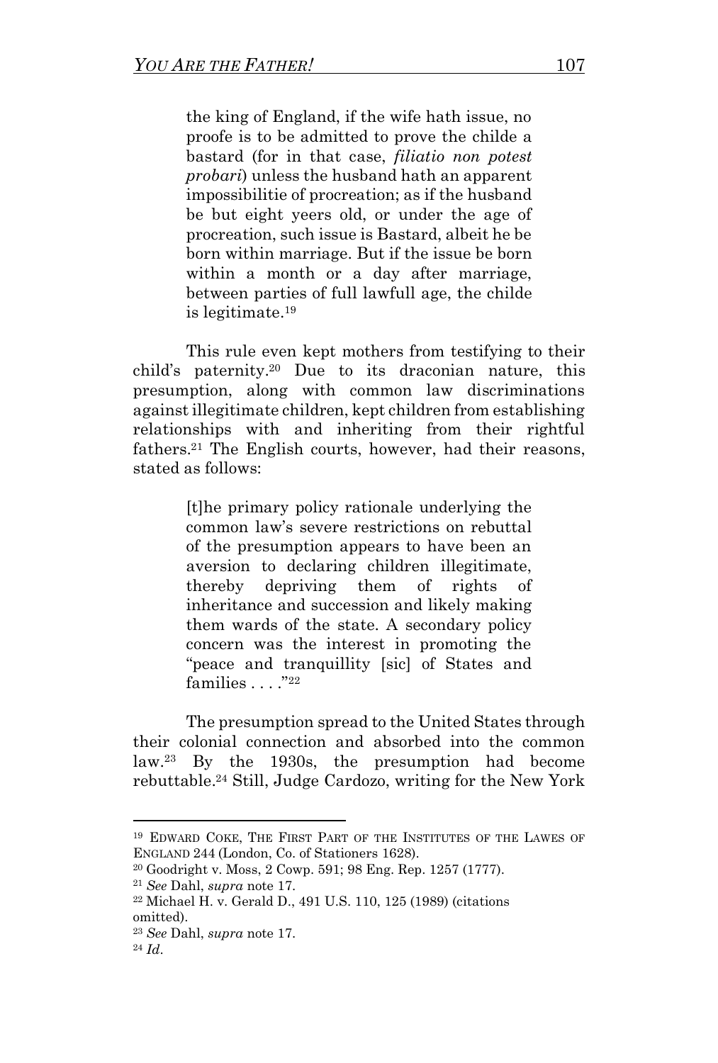> the king of England, if the wife hath issue, no proofe is to be admitted to prove the childe a bastard (for in that case, *filiatio non potest probari*) unless the husband hath an apparent impossibilitie of procreation; as if the husband be but eight yeers old, or under the age of procreation, such issue is Bastard, albeit he be born within marriage. But if the issue be born within a month or a day after marriage, between parties of full lawfull age, the childe is legitimate.[19]

This rule even kept mothers from testifying to their child's paternity.[20] Due to its draconian nature, this presumption, along with common law discriminations against illegitimate children, kept children from establishing relationships with and inheriting from their rightful fathers.[21] The English courts, however, had their reasons, stated as follows:

> [t]he primary policy rationale underlying the common law's severe restrictions on rebuttal of the presumption appears to have been an aversion to declaring children illegitimate, thereby depriving them of rights of inheritance and succession and likely making them wards of the state. A secondary policy concern was the interest in promoting the "peace and tranquillity [sic] of States and families . . . ."[22]

The presumption spread to the United States through their colonial connection and absorbed into the common law.[23] By the 1930s, the presumption had become rebuttable.[24] Still, Judge Cardozo, writing for the New York

---

[19] EDWARD COKE, THE FIRST PART OF THE INSTITUTES OF THE LAWES OF ENGLAND 244 (London, Co. of Stationers 1628).

[20] Goodright v. Moss, 2 Cowp. 591; 98 Eng. Rep. 1257 (1777).

[21] *See* Dahl, *supra* note 17.

[22] Michael H. v. Gerald D., 491 U.S. 110, 125 (1989) (citations omitted).

[23] *See* Dahl, *supra* note 17.

[24] *Id*.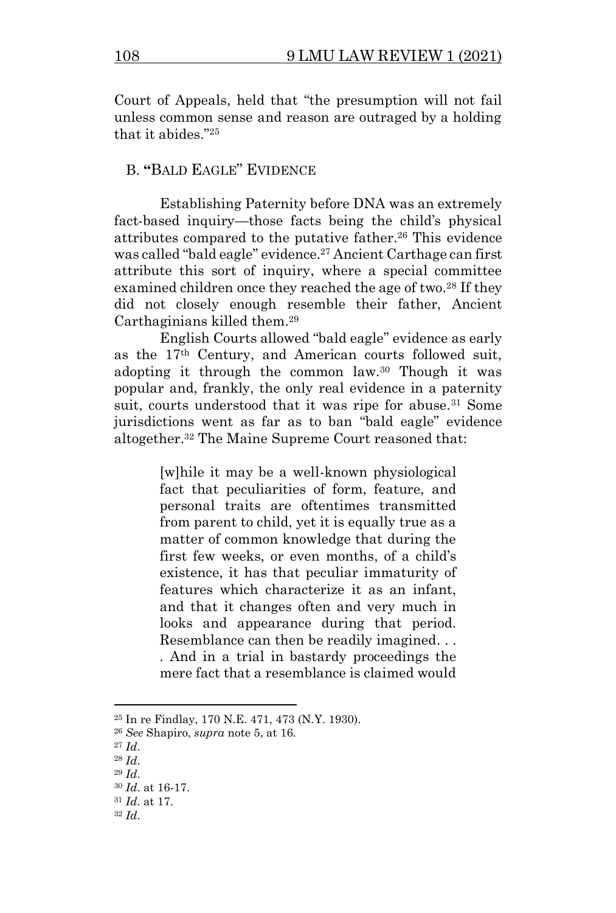Court of Appeals, held that "the presumption will not fail unless common sense and reason are outraged by a holding that it abides."[25]

## B. "BALD EAGLE" EVIDENCE

Establishing Paternity before DNA was an extremely fact-based inquiry—those facts being the child's physical attributes compared to the putative father.[26] This evidence was called "bald eagle" evidence.[27] Ancient Carthage can first attribute this sort of inquiry, where a special committee examined children once they reached the age of two.[28] If they did not closely enough resemble their father, Ancient Carthaginians killed them.[29]

English Courts allowed "bald eagle" evidence as early as the 17th Century, and American courts followed suit, adopting it through the common law.[30] Though it was popular and, frankly, the only real evidence in a paternity suit, courts understood that it was ripe for abuse.[31] Some jurisdictions went as far as to ban "bald eagle" evidence altogether.[32] The Maine Supreme Court reasoned that:

> [w]hile it may be a well-known physiological fact that peculiarities of form, feature, and personal traits are oftentimes transmitted from parent to child, yet it is equally true as a matter of common knowledge that during the first few weeks, or even months, of a child's existence, it has that peculiar immaturity of features which characterize it as an infant, and that it changes often and very much in looks and appearance during that period. Resemblance can then be readily imagined. . . . And in a trial in bastardy proceedings the mere fact that a resemblance is claimed would

---

[25] In re Findlay, 170 N.E. 471, 473 (N.Y. 1930).

[26] *See* Shapiro, *supra* note 5, at 16.

[27] *Id*.

[28] *Id*.

[29] *Id*.

[30] *Id*. at 16-17.

[31] *Id*. at 17.

[32] *Id*.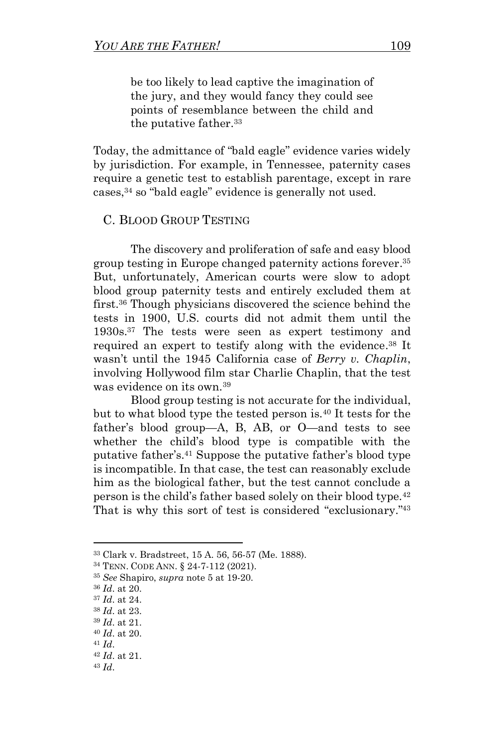> be too likely to lead captive the imagination of the jury, and they would fancy they could see points of resemblance between the child and the putative father.[33]

Today, the admittance of "bald eagle" evidence varies widely by jurisdiction. For example, in Tennessee, paternity cases require a genetic test to establish parentage, except in rare cases,[34] so "bald eagle" evidence is generally not used.

### C. Blood Group Testing

The discovery and proliferation of safe and easy blood group testing in Europe changed paternity actions forever.[35] But, unfortunately, American courts were slow to adopt blood group paternity tests and entirely excluded them at first.[36] Though physicians discovered the science behind the tests in 1900, U.S. courts did not admit them until the 1930s.[37] The tests were seen as expert testimony and required an expert to testify along with the evidence.[38] It wasn't until the 1945 California case of *Berry v. Chaplin*, involving Hollywood film star Charlie Chaplin, that the test was evidence on its own.[39]

Blood group testing is not accurate for the individual, but to what blood type the tested person is.[40] It tests for the father's blood group—A, B, AB, or O—and tests to see whether the child's blood type is compatible with the putative father's.[41] Suppose the putative father's blood type is incompatible. In that case, the test can reasonably exclude him as the biological father, but the test cannot conclude a person is the child's father based solely on their blood type.[42] That is why this sort of test is considered "exclusionary."[43]

---

[33] Clark v. Bradstreet, 15 A. 56, 56-57 (Me. 1888).

[34] Tenn. Code Ann. § 24-7-112 (2021).

[35] *See* Shapiro, *supra* note 5 at 19-20.

[36] *Id*. at 20.

[37] *Id*. at 24.

[38] *Id*. at 23.

[39] *Id*. at 21.

[40] *Id*. at 20.

[41] *Id*.

[42] *Id*. at 21.

[43] *Id*.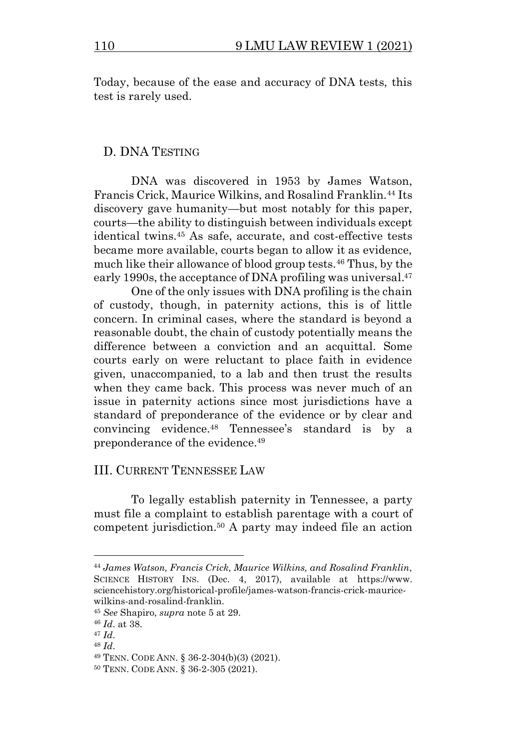Today, because of the ease and accuracy of DNA tests, this test is rarely used.

### D. DNA TESTING

DNA was discovered in 1953 by James Watson, Francis Crick, Maurice Wilkins, and Rosalind Franklin.[44] Its discovery gave humanity—but most notably for this paper, courts—the ability to distinguish between individuals except identical twins.[45] As safe, accurate, and cost-effective tests became more available, courts began to allow it as evidence, much like their allowance of blood group tests.[46] Thus, by the early 1990s, the acceptance of DNA profiling was universal.[47]

One of the only issues with DNA profiling is the chain of custody, though, in paternity actions, this is of little concern. In criminal cases, where the standard is beyond a reasonable doubt, the chain of custody potentially means the difference between a conviction and an acquittal. Some courts early on were reluctant to place faith in evidence given, unaccompanied, to a lab and then trust the results when they came back. This process was never much of an issue in paternity actions since most jurisdictions have a standard of preponderance of the evidence or by clear and convincing evidence.[48] Tennessee's standard is by a preponderance of the evidence.[49]

## III. CURRENT TENNESSEE LAW

To legally establish paternity in Tennessee, a party must file a complaint to establish parentage with a court of competent jurisdiction.[50] A party may indeed file an action

---

[44] *James Watson, Francis Crick, Maurice Wilkins, and Rosalind Franklin*, SCIENCE HISTORY INS. (Dec. 4, 2017), available at https://www.sciencehistory.org/historical-profile/james-watson-francis-crick-maurice-wilkins-and-rosalind-franklin.

[45] *See* Shapiro, *supra* note 5 at 29.

[46] *Id*. at 38.

[47] *Id*.

[48] *Id*.

[49] TENN. CODE ANN. § 36-2-304(b)(3) (2021).

[50] TENN. CODE ANN. § 36-2-305 (2021).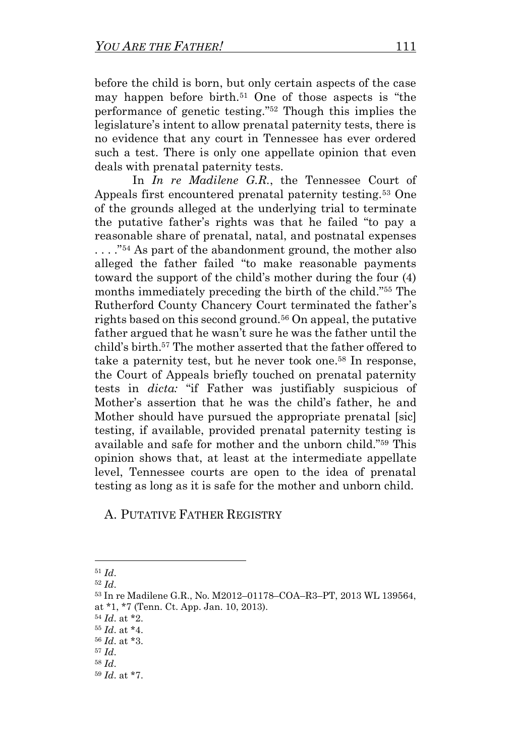before the child is born, but only certain aspects of the case may happen before birth.[51] One of those aspects is "the performance of genetic testing."[52] Though this implies the legislature's intent to allow prenatal paternity tests, there is no evidence that any court in Tennessee has ever ordered such a test. There is only one appellate opinion that even deals with prenatal paternity tests.

In *In re Madilene G.R.*, the Tennessee Court of Appeals first encountered prenatal paternity testing.[53] One of the grounds alleged at the underlying trial to terminate the putative father's rights was that he failed "to pay a reasonable share of prenatal, natal, and postnatal expenses . . . ."[54] As part of the abandonment ground, the mother also alleged the father failed "to make reasonable payments toward the support of the child's mother during the four (4) months immediately preceding the birth of the child."[55] The Rutherford County Chancery Court terminated the father's rights based on this second ground.[56] On appeal, the putative father argued that he wasn't sure he was the father until the child's birth.[57] The mother asserted that the father offered to take a paternity test, but he never took one.[58] In response, the Court of Appeals briefly touched on prenatal paternity tests in *dicta:* "if Father was justifiably suspicious of Mother's assertion that he was the child's father, he and Mother should have pursued the appropriate prenatal [sic] testing, if available, provided prenatal paternity testing is available and safe for mother and the unborn child."[59] This opinion shows that, at least at the intermediate appellate level, Tennessee courts are open to the idea of prenatal testing as long as it is safe for the mother and unborn child.

## A. PUTATIVE FATHER REGISTRY

---

[51] *Id.*

[52] *Id.*

[53] In re Madilene G.R., No. M2012–01178–COA–R3–PT, 2013 WL 139564, at *1, *7 (Tenn. Ct. App. Jan. 10, 2013).

[54] *Id.* at *2.

[55] *Id.* at *4.

[56] *Id.* at *3.

[57] *Id.*

[58] *Id.*

[59] *Id.* at *7.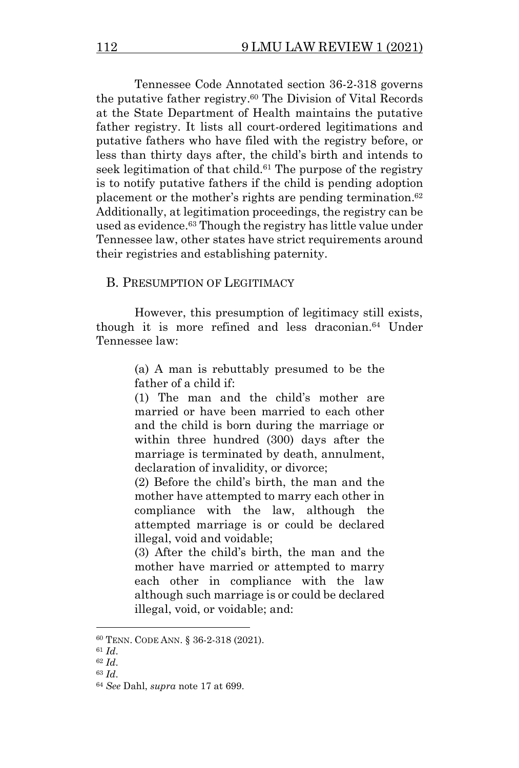Tennessee Code Annotated section 36-2-318 governs the putative father registry.[60] The Division of Vital Records at the State Department of Health maintains the putative father registry. It lists all court-ordered legitimations and putative fathers who have filed with the registry before, or less than thirty days after, the child's birth and intends to seek legitimation of that child.[61] The purpose of the registry is to notify putative fathers if the child is pending adoption placement or the mother's rights are pending termination.[62] Additionally, at legitimation proceedings, the registry can be used as evidence.[63] Though the registry has little value under Tennessee law, other states have strict requirements around their registries and establishing paternity.

## B. Presumption of Legitimacy

However, this presumption of legitimacy still exists, though it is more refined and less draconian.[64] Under Tennessee law:

> (a) A man is rebuttably presumed to be the father of a child if:
>
> (1) The man and the child's mother are married or have been married to each other and the child is born during the marriage or within three hundred (300) days after the marriage is terminated by death, annulment, declaration of invalidity, or divorce;
>
> (2) Before the child's birth, the man and the mother have attempted to marry each other in compliance with the law, although the attempted marriage is or could be declared illegal, void and voidable;
>
> (3) After the child's birth, the man and the mother have married or attempted to marry each other in compliance with the law although such marriage is or could be declared illegal, void, or voidable; and:

---

[60] Tenn. Code Ann. § 36-2-318 (2021).

[61] *Id.*

[62] *Id.*

[63] *Id.*

[64] *See* Dahl, *supra* note 17 at 699.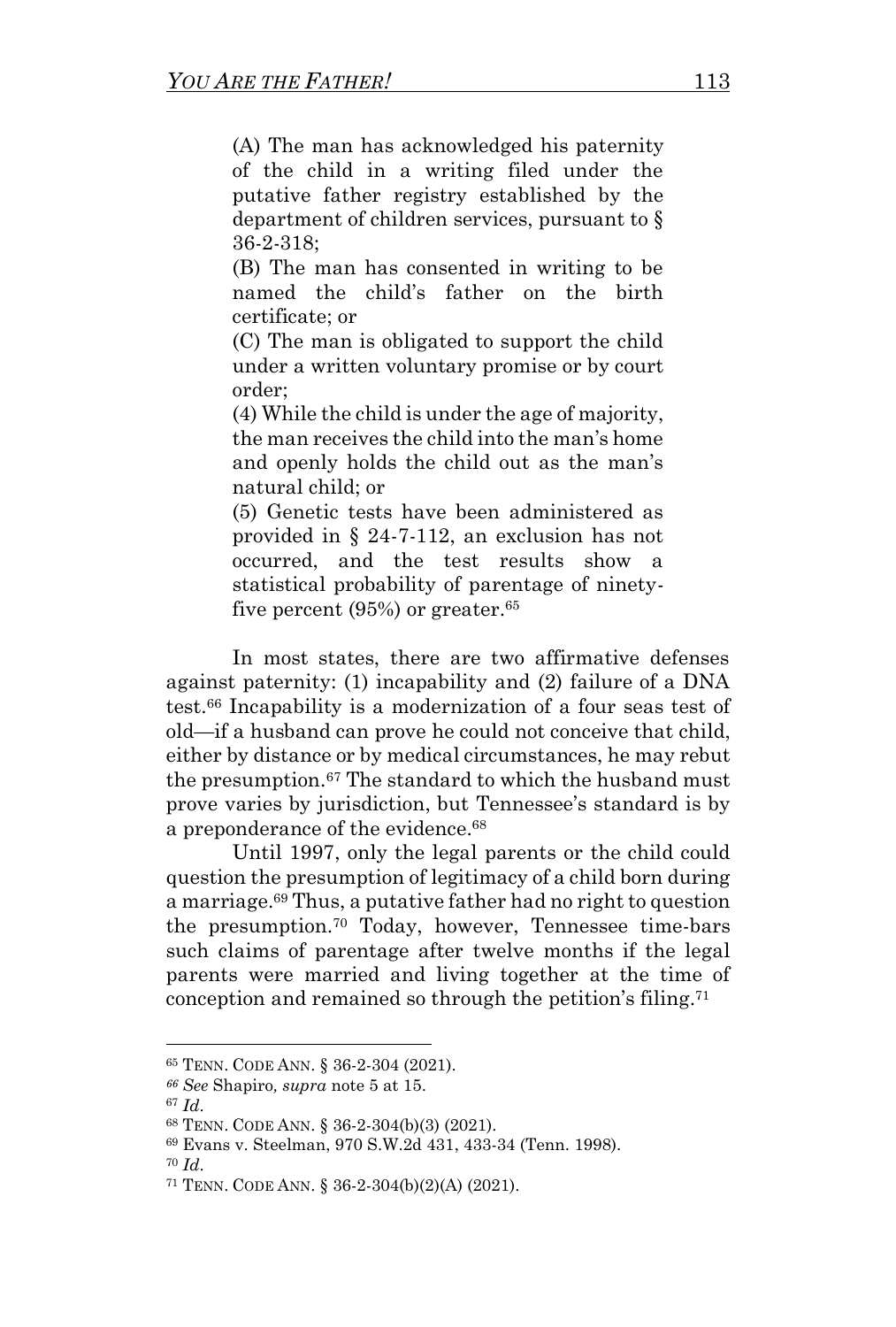> (A) The man has acknowledged his paternity of the child in a writing filed under the putative father registry established by the department of children services, pursuant to § 36-2-318;
>
> (B) The man has consented in writing to be named the child's father on the birth certificate; or
>
> (C) The man is obligated to support the child under a written voluntary promise or by court order;
>
> (4) While the child is under the age of majority, the man receives the child into the man's home and openly holds the child out as the man's natural child; or
>
> (5) Genetic tests have been administered as provided in § 24-7-112, an exclusion has not occurred, and the test results show a statistical probability of parentage of ninety-five percent (95%) or greater.[65]

In most states, there are two affirmative defenses against paternity: (1) incapability and (2) failure of a DNA test.[66] Incapability is a modernization of a four seas test of old—if a husband can prove he could not conceive that child, either by distance or by medical circumstances, he may rebut the presumption.[67] The standard to which the husband must prove varies by jurisdiction, but Tennessee's standard is by a preponderance of the evidence.[68]

Until 1997, only the legal parents or the child could question the presumption of legitimacy of a child born during a marriage.[69] Thus, a putative father had no right to question the presumption.[70] Today, however, Tennessee time-bars such claims of parentage after twelve months if the legal parents were married and living together at the time of conception and remained so through the petition's filing.[71]

---

[65] TENN. CODE ANN. § 36-2-304 (2021).

[66] *See* Shapiro, *supra* note 5 at 15.

[67] *Id.*

[68] TENN. CODE ANN. § 36-2-304(b)(3) (2021).

[69] Evans v. Steelman, 970 S.W.2d 431, 433-34 (Tenn. 1998).

[70] *Id.*

[71] TENN. CODE ANN. § 36-2-304(b)(2)(A) (2021).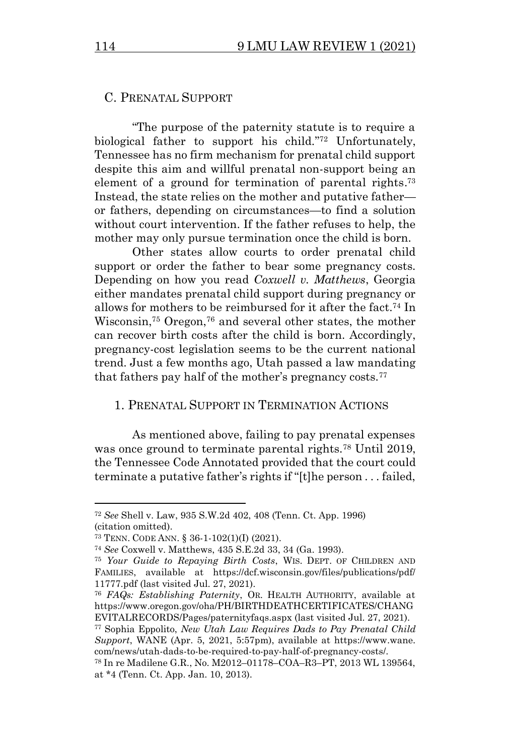## C. PRENATAL SUPPORT

"The purpose of the paternity statute is to require a biological father to support his child."[72] Unfortunately, Tennessee has no firm mechanism for prenatal child support despite this aim and willful prenatal non-support being an element of a ground for termination of parental rights.[73] Instead, the state relies on the mother and putative father—or fathers, depending on circumstances—to find a solution without court intervention. If the father refuses to help, the mother may only pursue termination once the child is born.

Other states allow courts to order prenatal child support or order the father to bear some pregnancy costs. Depending on how you read *Coxwell v. Matthews*, Georgia either mandates prenatal child support during pregnancy or allows for mothers to be reimbursed for it after the fact.[74] In Wisconsin,[75] Oregon,[76] and several other states, the mother can recover birth costs after the child is born. Accordingly, pregnancy-cost legislation seems to be the current national trend. Just a few months ago, Utah passed a law mandating that fathers pay half of the mother's pregnancy costs.[77]

### 1. PRENATAL SUPPORT IN TERMINATION ACTIONS

As mentioned above, failing to pay prenatal expenses was once ground to terminate parental rights.[78] Until 2019, the Tennessee Code Annotated provided that the court could terminate a putative father's rights if "[t]he person . . . failed,

---

[72] *See* Shell v. Law, 935 S.W.2d 402, 408 (Tenn. Ct. App. 1996) (citation omitted).

[73] TENN. CODE ANN. § 36-1-102(1)(I) (2021).

[74] *See* Coxwell v. Matthews, 435 S.E.2d 33, 34 (Ga. 1993).

[75] *Your Guide to Repaying Birth Costs*, WIS. DEPT. OF CHILDREN AND FAMILIES, available at https://dcf.wisconsin.gov/files/publications/pdf/11777.pdf (last visited Jul. 27, 2021).

[76] *FAQs: Establishing Paternity*, OR. HEALTH AUTHORITY, available at https://www.oregon.gov/oha/PH/BIRTHDEATHCERTIFICATES/CHANGEVITALRECORDS/Pages/paternityfaqs.aspx (last visited Jul. 27, 2021).

[77] Sophia Eppolito, *New Utah Law Requires Dads to Pay Prenatal Child Support*, WANE (Apr. 5, 2021, 5:57pm), available at https://www.wane.com/news/utah-dads-to-be-required-to-pay-half-of-pregnancy-costs/.

[78] In re Madilene G.R., No. M2012–01178–COA–R3–PT, 2013 WL 139564, at *4 (Tenn. Ct. App. Jan. 10, 2013).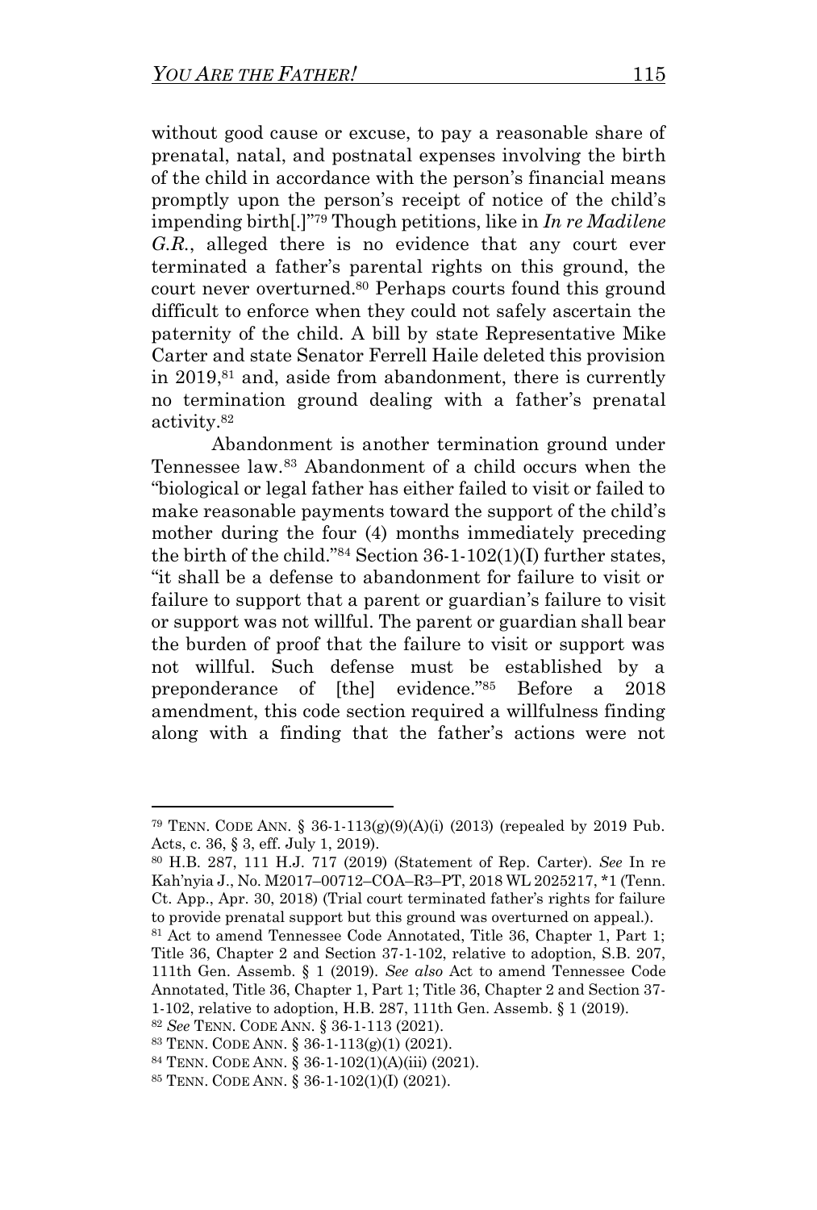without good cause or excuse, to pay a reasonable share of prenatal, natal, and postnatal expenses involving the birth of the child in accordance with the person's financial means promptly upon the person's receipt of notice of the child's impending birth[.]"[79] Though petitions, like in *In re Madilene G.R.*, alleged there is no evidence that any court ever terminated a father's parental rights on this ground, the court never overturned.[80] Perhaps courts found this ground difficult to enforce when they could not safely ascertain the paternity of the child. A bill by state Representative Mike Carter and state Senator Ferrell Haile deleted this provision in 2019,[81] and, aside from abandonment, there is currently no termination ground dealing with a father's prenatal activity.[82]

Abandonment is another termination ground under Tennessee law.[83] Abandonment of a child occurs when the "biological or legal father has either failed to visit or failed to make reasonable payments toward the support of the child's mother during the four (4) months immediately preceding the birth of the child."[84] Section 36-1-102(1)(I) further states, "it shall be a defense to abandonment for failure to visit or failure to support that a parent or guardian's failure to visit or support was not willful. The parent or guardian shall bear the burden of proof that the failure to visit or support was not willful. Such defense must be established by a preponderance of [the] evidence."[85] Before a 2018 amendment, this code section required a willfulness finding along with a finding that the father's actions were not

---

[79] TENN. CODE ANN. § 36-1-113(g)(9)(A)(i) (2013) (repealed by 2019 Pub. Acts, c. 36, § 3, eff. July 1, 2019).

[80] H.B. 287, 111 H.J. 717 (2019) (Statement of Rep. Carter). *See* In re Kah'nyia J., No. M2017–00712–COA–R3–PT, 2018 WL 2025217, *1 (Tenn. Ct. App., Apr. 30, 2018) (Trial court terminated father's rights for failure to provide prenatal support but this ground was overturned on appeal.).

[81] Act to amend Tennessee Code Annotated, Title 36, Chapter 1, Part 1; Title 36, Chapter 2 and Section 37-1-102, relative to adoption, S.B. 207, 111th Gen. Assemb. § 1 (2019). *See also* Act to amend Tennessee Code Annotated, Title 36, Chapter 1, Part 1; Title 36, Chapter 2 and Section 37-1-102, relative to adoption, H.B. 287, 111th Gen. Assemb. § 1 (2019).

[82] *See* TENN. CODE ANN. § 36-1-113 (2021).

[83] TENN. CODE ANN. § 36-1-113(g)(1) (2021).

[84] TENN. CODE ANN. § 36-1-102(1)(A)(iii) (2021).

[85] TENN. CODE ANN. § 36-1-102(1)(I) (2021).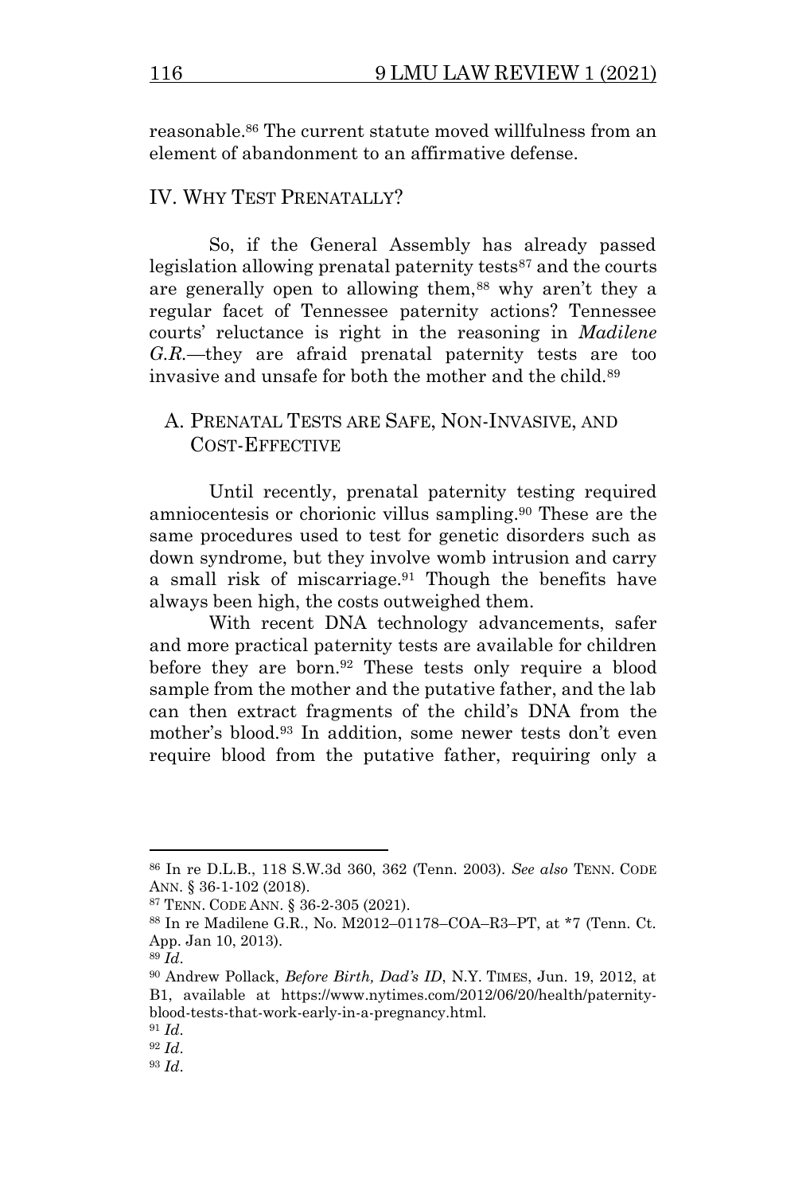reasonable.[86] The current statute moved willfulness from an element of abandonment to an affirmative defense.

## IV. WHY TEST PRENATALLY?

So, if the General Assembly has already passed legislation allowing prenatal paternity tests[87] and the courts are generally open to allowing them,[88] why aren't they a regular facet of Tennessee paternity actions? Tennessee courts' reluctance is right in the reasoning in *Madilene G.R.*—they are afraid prenatal paternity tests are too invasive and unsafe for both the mother and the child.[89]

### A. PRENATAL TESTS ARE SAFE, NON-INVASIVE, AND COST-EFFECTIVE

Until recently, prenatal paternity testing required amniocentesis or chorionic villus sampling.[90] These are the same procedures used to test for genetic disorders such as down syndrome, but they involve womb intrusion and carry a small risk of miscarriage.[91] Though the benefits have always been high, the costs outweighed them.

With recent DNA technology advancements, safer and more practical paternity tests are available for children before they are born.[92] These tests only require a blood sample from the mother and the putative father, and the lab can then extract fragments of the child's DNA from the mother's blood.[93] In addition, some newer tests don't even require blood from the putative father, requiring only a

---

[86] In re D.L.B., 118 S.W.3d 360, 362 (Tenn. 2003). *See also* TENN. CODE ANN. § 36-1-102 (2018).

[87] TENN. CODE ANN. § 36-2-305 (2021).

[88] In re Madilene G.R., No. M2012–01178–COA–R3–PT, at *7 (Tenn. Ct. App. Jan 10, 2013).

[89] *Id.*

[90] Andrew Pollack, *Before Birth, Dad's ID*, N.Y. TIMES, Jun. 19, 2012, at B1, available at https://www.nytimes.com/2012/06/20/health/paternity-blood-tests-that-work-early-in-a-pregnancy.html.

[91] *Id.*

[92] *Id.*

[93] *Id.*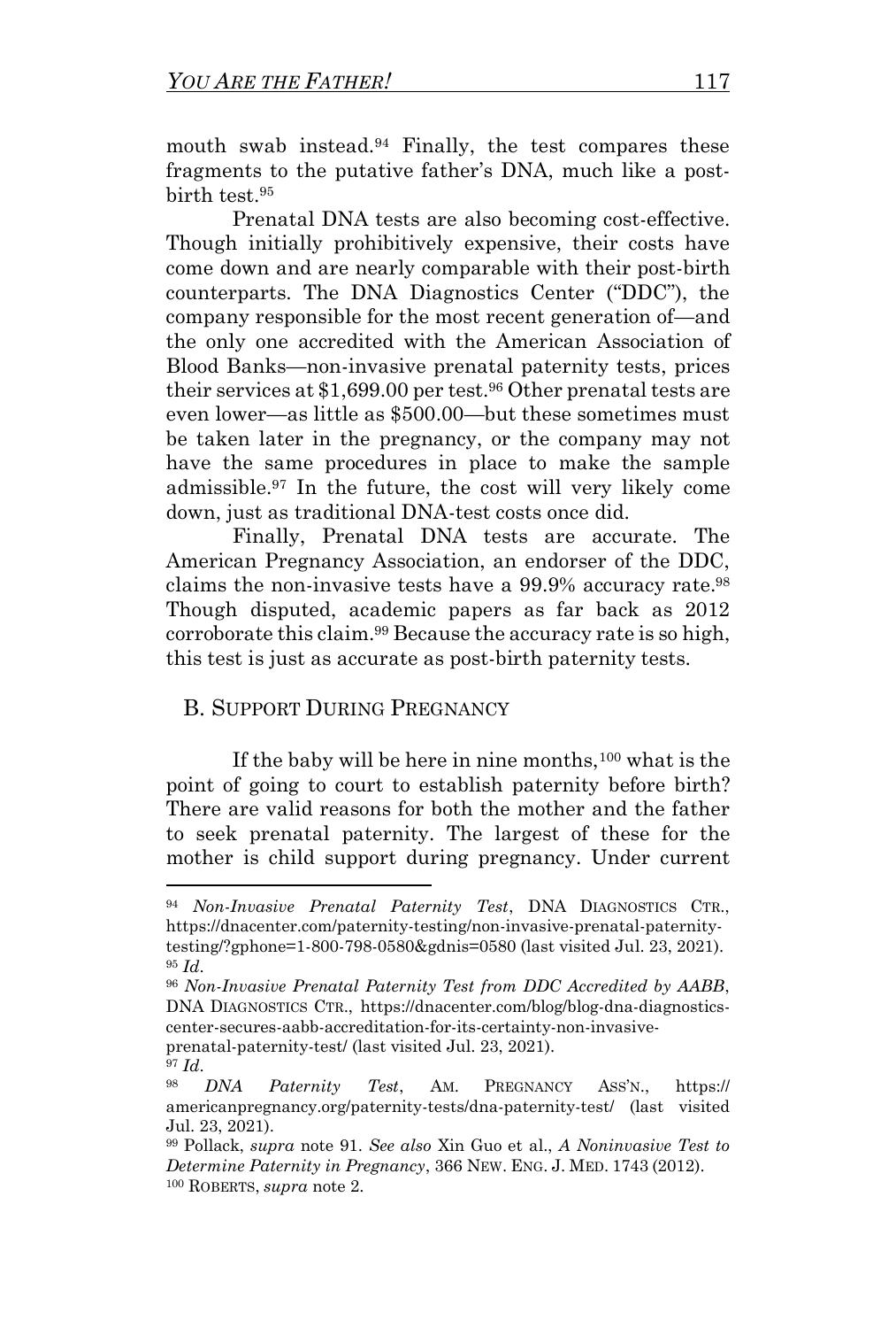mouth swab instead.[94] Finally, the test compares these fragments to the putative father's DNA, much like a post-birth test.[95]

Prenatal DNA tests are also becoming cost-effective. Though initially prohibitively expensive, their costs have come down and are nearly comparable with their post-birth counterparts. The DNA Diagnostics Center ("DDC"), the company responsible for the most recent generation of—and the only one accredited with the American Association of Blood Banks—non-invasive prenatal paternity tests, prices their services at $1,699.00 per test.[96] Other prenatal tests are even lower—as little as $500.00—but these sometimes must be taken later in the pregnancy, or the company may not have the same procedures in place to make the sample admissible.[97] In the future, the cost will very likely come down, just as traditional DNA-test costs once did.

Finally, Prenatal DNA tests are accurate. The American Pregnancy Association, an endorser of the DDC, claims the non-invasive tests have a 99.9% accuracy rate.[98] Though disputed, academic papers as far back as 2012 corroborate this claim.[99] Because the accuracy rate is so high, this test is just as accurate as post-birth paternity tests.

## B. Support During Pregnancy

If the baby will be here in nine months,[100] what is the point of going to court to establish paternity before birth? There are valid reasons for both the mother and the father to seek prenatal paternity. The largest of these for the mother is child support during pregnancy. Under current

---

[94] *Non-Invasive Prenatal Paternity Test*, DNA Diagnostics Ctr., https://dnacenter.com/paternity-testing/non-invasive-prenatal-paternity-testing/?gphone=1-800-798-0580&gdnis=0580 (last visited Jul. 23, 2021).

[95] *Id.*

[96] *Non-Invasive Prenatal Paternity Test from DDC Accredited by AABB*, DNA Diagnostics Ctr., https://dnacenter.com/blog/blog-dna-diagnostics-center-secures-aabb-accreditation-for-its-certainty-non-invasive-prenatal-paternity-test/ (last visited Jul. 23, 2021).

[97] *Id.*

[98] *DNA Paternity Test*, Am. Pregnancy Ass'n., https://americanpregnancy.org/paternity-tests/dna-paternity-test/ (last visited Jul. 23, 2021).

[99] Pollack, *supra* note 91. *See also* Xin Guo et al., *A Noninvasive Test to Determine Paternity in Pregnancy*, 366 New. Eng. J. Med. 1743 (2012).

[100] Roberts, *supra* note 2.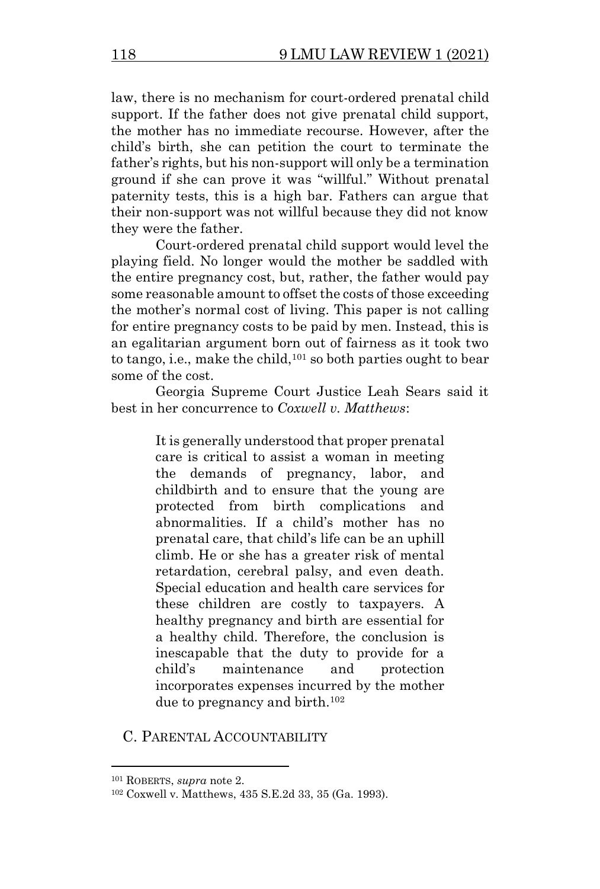law, there is no mechanism for court-ordered prenatal child support. If the father does not give prenatal child support, the mother has no immediate recourse. However, after the child's birth, she can petition the court to terminate the father's rights, but his non-support will only be a termination ground if she can prove it was "willful." Without prenatal paternity tests, this is a high bar. Fathers can argue that their non-support was not willful because they did not know they were the father.

Court-ordered prenatal child support would level the playing field. No longer would the mother be saddled with the entire pregnancy cost, but, rather, the father would pay some reasonable amount to offset the costs of those exceeding the mother's normal cost of living. This paper is not calling for entire pregnancy costs to be paid by men. Instead, this is an egalitarian argument born out of fairness as it took two to tango, i.e., make the child,[101] so both parties ought to bear some of the cost.

Georgia Supreme Court Justice Leah Sears said it best in her concurrence to *Coxwell v. Matthews*:

> It is generally understood that proper prenatal care is critical to assist a woman in meeting the demands of pregnancy, labor, and childbirth and to ensure that the young are protected from birth complications and abnormalities. If a child's mother has no prenatal care, that child's life can be an uphill climb. He or she has a greater risk of mental retardation, cerebral palsy, and even death. Special education and health care services for these children are costly to taxpayers. A healthy pregnancy and birth are essential for a healthy child. Therefore, the conclusion is inescapable that the duty to provide for a child's maintenance and protection incorporates expenses incurred by the mother due to pregnancy and birth.[102]

### C. Parental Accountability

---

[101] Roberts, *supra* note 2.

[102] Coxwell v. Matthews, 435 S.E.2d 33, 35 (Ga. 1993).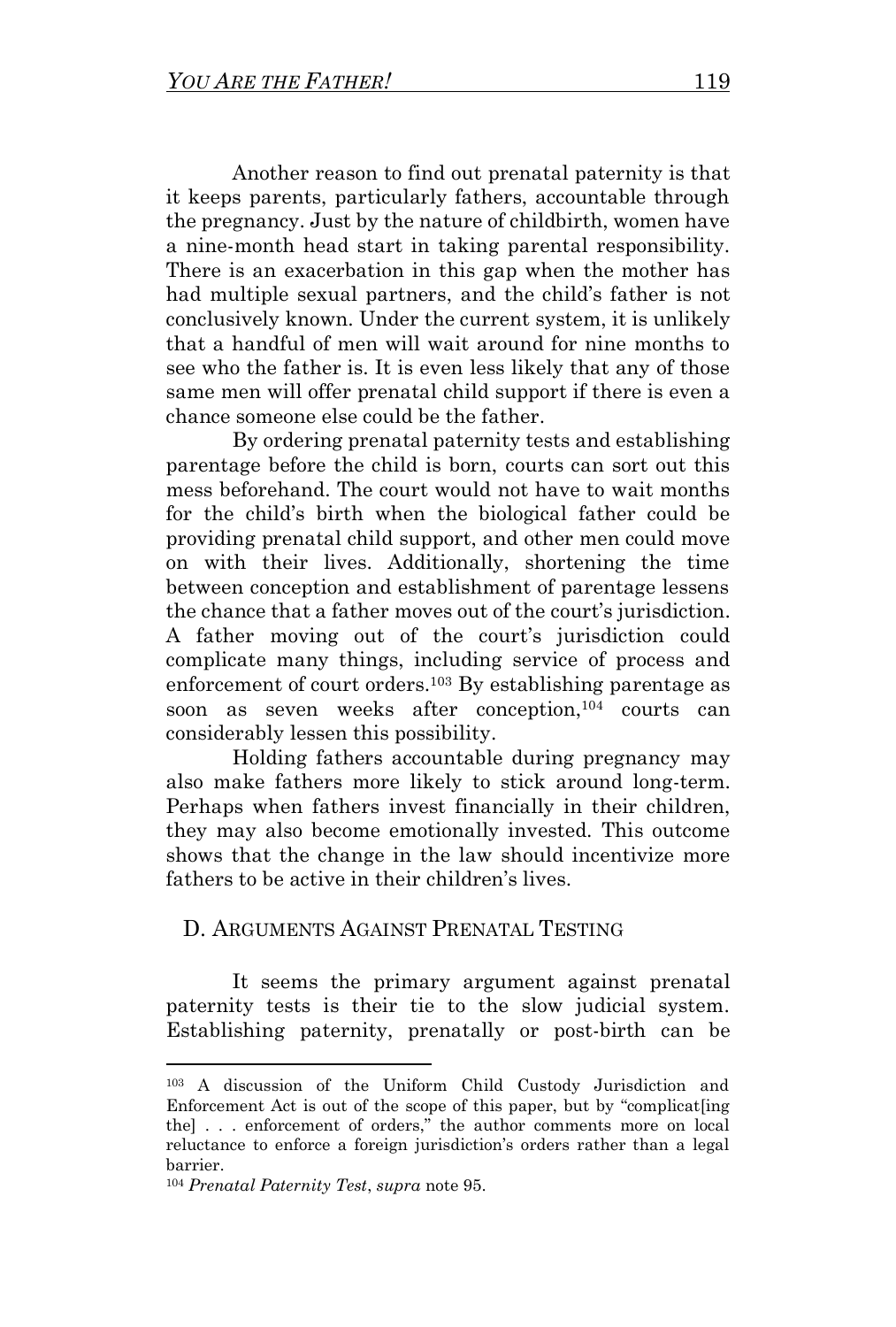Another reason to find out prenatal paternity is that it keeps parents, particularly fathers, accountable through the pregnancy. Just by the nature of childbirth, women have a nine-month head start in taking parental responsibility. There is an exacerbation in this gap when the mother has had multiple sexual partners, and the child's father is not conclusively known. Under the current system, it is unlikely that a handful of men will wait around for nine months to see who the father is. It is even less likely that any of those same men will offer prenatal child support if there is even a chance someone else could be the father.

By ordering prenatal paternity tests and establishing parentage before the child is born, courts can sort out this mess beforehand. The court would not have to wait months for the child's birth when the biological father could be providing prenatal child support, and other men could move on with their lives. Additionally, shortening the time between conception and establishment of parentage lessens the chance that a father moves out of the court's jurisdiction. A father moving out of the court's jurisdiction could complicate many things, including service of process and enforcement of court orders.[103] By establishing parentage as soon as seven weeks after conception,[104] courts can considerably lessen this possibility.

Holding fathers accountable during pregnancy may also make fathers more likely to stick around long-term. Perhaps when fathers invest financially in their children, they may also become emotionally invested. This outcome shows that the change in the law should incentivize more fathers to be active in their children's lives.

### D. Arguments Against Prenatal Testing

It seems the primary argument against prenatal paternity tests is their tie to the slow judicial system. Establishing paternity, prenatally or post-birth can be

---

[103] A discussion of the Uniform Child Custody Jurisdiction and Enforcement Act is out of the scope of this paper, but by "complicat[ing the] . . . enforcement of orders," the author comments more on local reluctance to enforce a foreign jurisdiction's orders rather than a legal barrier.

[104] *Prenatal Paternity Test*, *supra* note 95.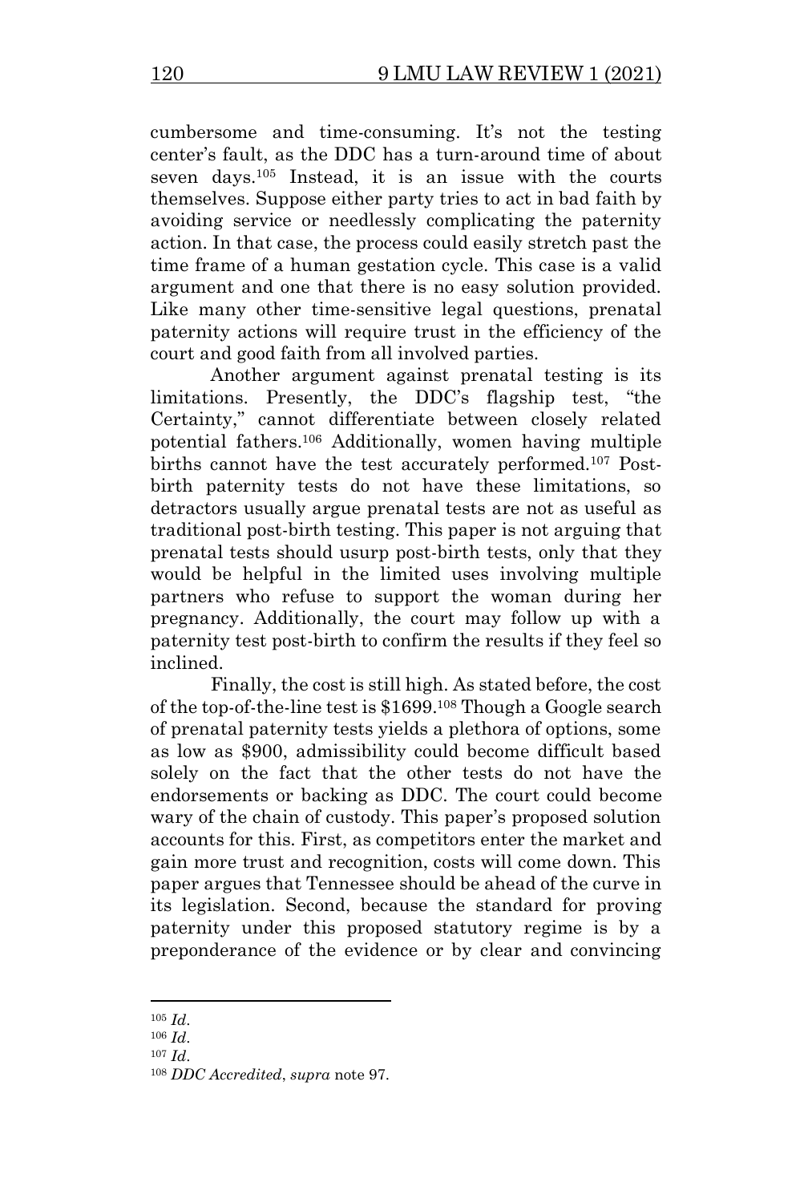cumbersome and time-consuming. It's not the testing center's fault, as the DDC has a turn-around time of about seven days.[105] Instead, it is an issue with the courts themselves. Suppose either party tries to act in bad faith by avoiding service or needlessly complicating the paternity action. In that case, the process could easily stretch past the time frame of a human gestation cycle. This case is a valid argument and one that there is no easy solution provided. Like many other time-sensitive legal questions, prenatal paternity actions will require trust in the efficiency of the court and good faith from all involved parties.

Another argument against prenatal testing is its limitations. Presently, the DDC's flagship test, "the Certainty," cannot differentiate between closely related potential fathers.[106] Additionally, women having multiple births cannot have the test accurately performed.[107] Post-birth paternity tests do not have these limitations, so detractors usually argue prenatal tests are not as useful as traditional post-birth testing. This paper is not arguing that prenatal tests should usurp post-birth tests, only that they would be helpful in the limited uses involving multiple partners who refuse to support the woman during her pregnancy. Additionally, the court may follow up with a paternity test post-birth to confirm the results if they feel so inclined.

Finally, the cost is still high. As stated before, the cost of the top-of-the-line test is $1699.[108] Though a Google search of prenatal paternity tests yields a plethora of options, some as low as $900, admissibility could become difficult based solely on the fact that the other tests do not have the endorsements or backing as DDC. The court could become wary of the chain of custody. This paper's proposed solution accounts for this. First, as competitors enter the market and gain more trust and recognition, costs will come down. This paper argues that Tennessee should be ahead of the curve in its legislation. Second, because the standard for proving paternity under this proposed statutory regime is by a preponderance of the evidence or by clear and convincing

---

[105] *Id*.

[106] *Id*.

[107] *Id*.

[108] *DDC Accredited*, *supra* note 97.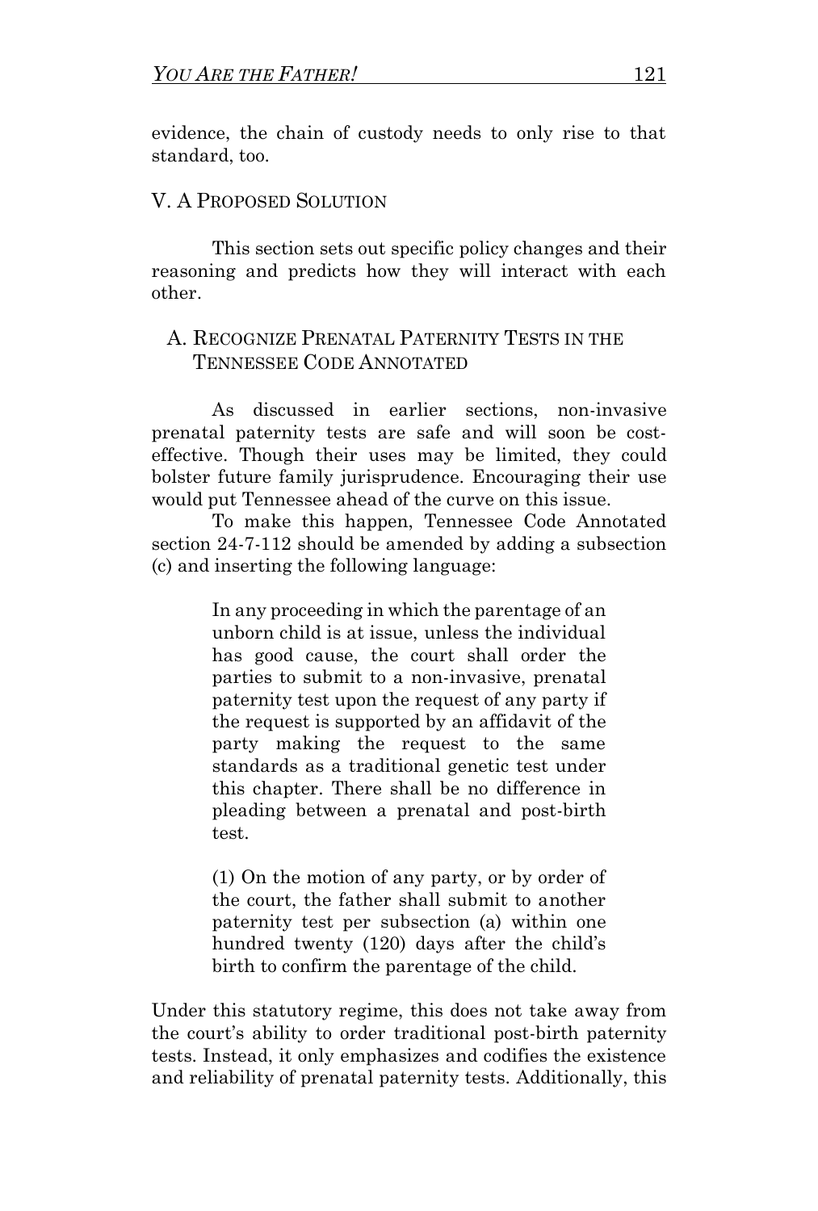evidence, the chain of custody needs to only rise to that standard, too.

## V. A PROPOSED SOLUTION

This section sets out specific policy changes and their reasoning and predicts how they will interact with each other.

### A. RECOGNIZE PRENATAL PATERNITY TESTS IN THE TENNESSEE CODE ANNOTATED

As discussed in earlier sections, non-invasive prenatal paternity tests are safe and will soon be cost-effective. Though their uses may be limited, they could bolster future family jurisprudence. Encouraging their use would put Tennessee ahead of the curve on this issue.

To make this happen, Tennessee Code Annotated section 24-7-112 should be amended by adding a subsection (c) and inserting the following language:

> In any proceeding in which the parentage of an unborn child is at issue, unless the individual has good cause, the court shall order the parties to submit to a non-invasive, prenatal paternity test upon the request of any party if the request is supported by an affidavit of the party making the request to the same standards as a traditional genetic test under this chapter. There shall be no difference in pleading between a prenatal and post-birth test.
>
> (1) On the motion of any party, or by order of the court, the father shall submit to another paternity test per subsection (a) within one hundred twenty (120) days after the child's birth to confirm the parentage of the child.

Under this statutory regime, this does not take away from the court's ability to order traditional post-birth paternity tests. Instead, it only emphasizes and codifies the existence and reliability of prenatal paternity tests. Additionally, this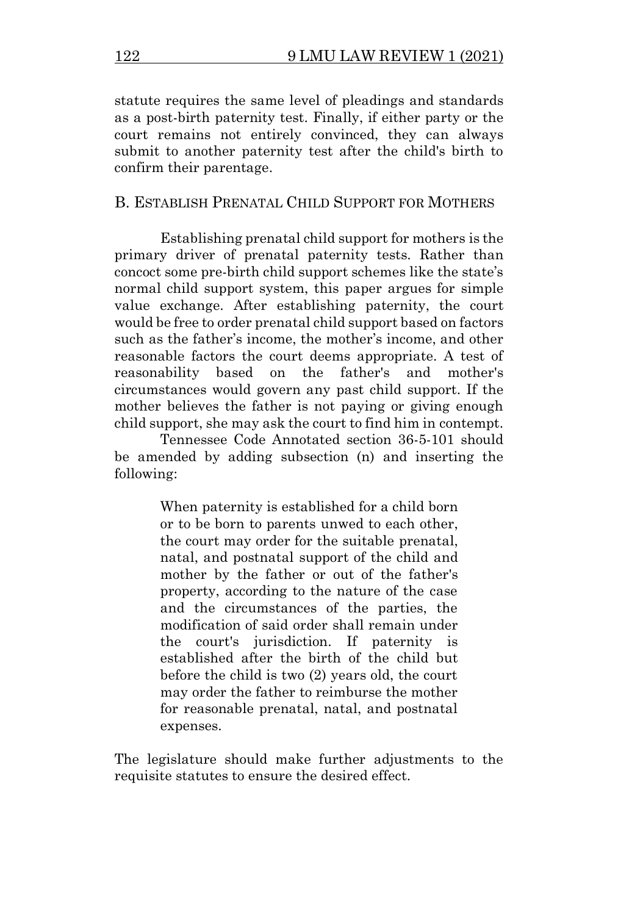statute requires the same level of pleadings and standards as a post-birth paternity test. Finally, if either party or the court remains not entirely convinced, they can always submit to another paternity test after the child's birth to confirm their parentage.

## B. Establish Prenatal Child Support for Mothers

Establishing prenatal child support for mothers is the primary driver of prenatal paternity tests. Rather than concoct some pre-birth child support schemes like the state's normal child support system, this paper argues for simple value exchange. After establishing paternity, the court would be free to order prenatal child support based on factors such as the father's income, the mother's income, and other reasonable factors the court deems appropriate. A test of reasonability based on the father's and mother's circumstances would govern any past child support. If the mother believes the father is not paying or giving enough child support, she may ask the court to find him in contempt.

Tennessee Code Annotated section 36-5-101 should be amended by adding subsection (n) and inserting the following:

> When paternity is established for a child born or to be born to parents unwed to each other, the court may order for the suitable prenatal, natal, and postnatal support of the child and mother by the father or out of the father's property, according to the nature of the case and the circumstances of the parties, the modification of said order shall remain under the court's jurisdiction. If paternity is established after the birth of the child but before the child is two (2) years old, the court may order the father to reimburse the mother for reasonable prenatal, natal, and postnatal expenses.

The legislature should make further adjustments to the requisite statutes to ensure the desired effect.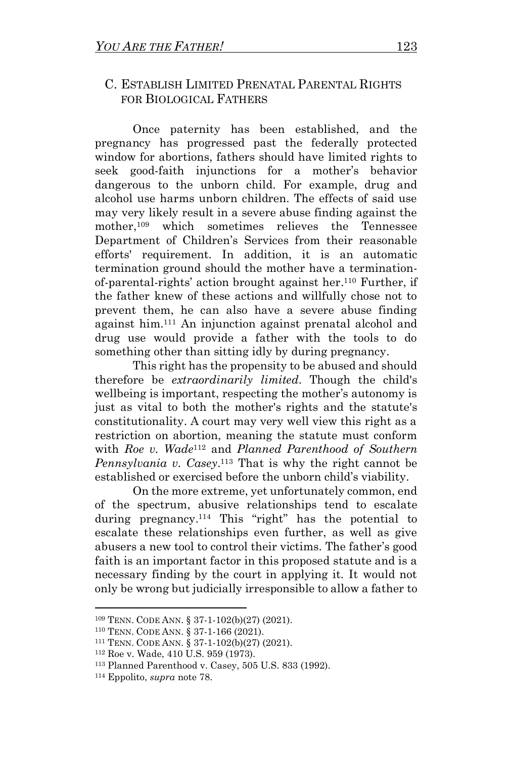### C. Establish Limited Prenatal Parental Rights for Biological Fathers

Once paternity has been established, and the pregnancy has progressed past the federally protected window for abortions, fathers should have limited rights to seek good-faith injunctions for a mother's behavior dangerous to the unborn child. For example, drug and alcohol use harms unborn children. The effects of said use may very likely result in a severe abuse finding against the mother,[109] which sometimes relieves the Tennessee Department of Children's Services from their reasonable efforts' requirement. In addition, it is an automatic termination ground should the mother have a termination-of-parental-rights' action brought against her.[110] Further, if the father knew of these actions and willfully chose not to prevent them, he can also have a severe abuse finding against him.[111] An injunction against prenatal alcohol and drug use would provide a father with the tools to do something other than sitting idly by during pregnancy.

This right has the propensity to be abused and should therefore be *extraordinarily limited*. Though the child's wellbeing is important, respecting the mother's autonomy is just as vital to both the mother's rights and the statute's constitutionality. A court may very well view this right as a restriction on abortion, meaning the statute must conform with *Roe v. Wade*[112] and *Planned Parenthood of Southern Pennsylvania v. Casey*.[113] That is why the right cannot be established or exercised before the unborn child's viability.

On the more extreme, yet unfortunately common, end of the spectrum, abusive relationships tend to escalate during pregnancy.[114] This "right" has the potential to escalate these relationships even further, as well as give abusers a new tool to control their victims. The father's good faith is an important factor in this proposed statute and is a necessary finding by the court in applying it. It would not only be wrong but judicially irresponsible to allow a father to

---

[109] Tenn. Code Ann. § 37-1-102(b)(27) (2021).

[110] Tenn. Code Ann. § 37-1-166 (2021).

[111] Tenn. Code Ann. § 37-1-102(b)(27) (2021).

[112] Roe v. Wade, 410 U.S. 959 (1973).

[113] Planned Parenthood v. Casey, 505 U.S. 833 (1992).

[114] Eppolito, *supra* note 78.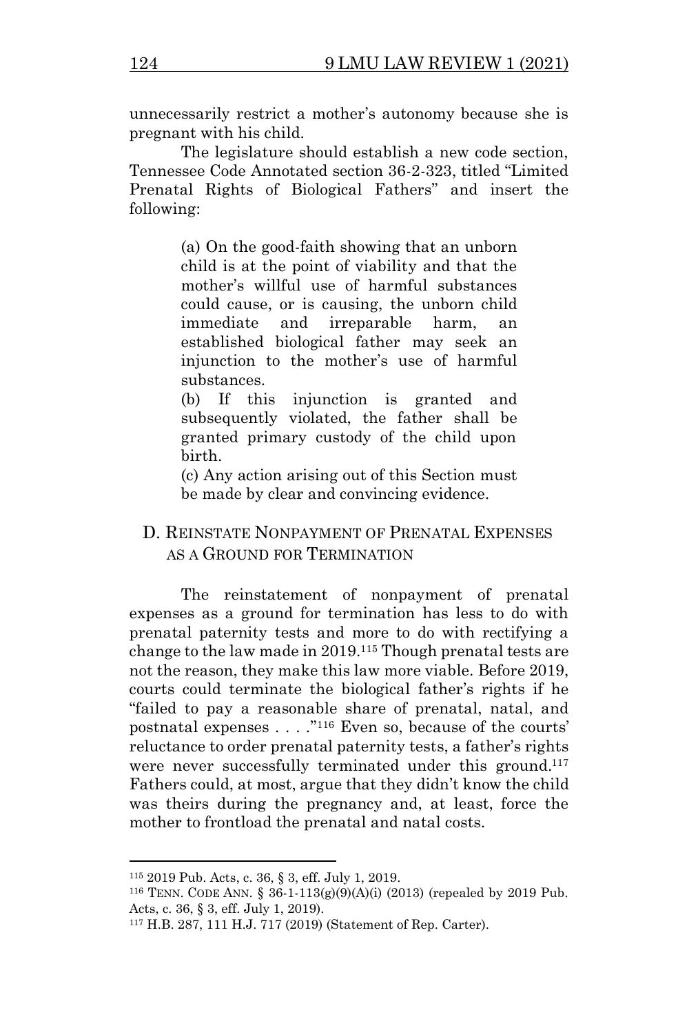unnecessarily restrict a mother's autonomy because she is pregnant with his child.

The legislature should establish a new code section, Tennessee Code Annotated section 36-2-323, titled "Limited Prenatal Rights of Biological Fathers" and insert the following:

> (a) On the good-faith showing that an unborn child is at the point of viability and that the mother's willful use of harmful substances could cause, or is causing, the unborn child immediate and irreparable harm, an established biological father may seek an injunction to the mother's use of harmful substances.
>
> (b) If this injunction is granted and subsequently violated, the father shall be granted primary custody of the child upon birth.
>
> (c) Any action arising out of this Section must be made by clear and convincing evidence.

### D. Reinstate Nonpayment of Prenatal Expenses as a Ground for Termination

The reinstatement of nonpayment of prenatal expenses as a ground for termination has less to do with prenatal paternity tests and more to do with rectifying a change to the law made in 2019.[115] Though prenatal tests are not the reason, they make this law more viable. Before 2019, courts could terminate the biological father's rights if he "failed to pay a reasonable share of prenatal, natal, and postnatal expenses . . . ."[116] Even so, because of the courts' reluctance to order prenatal paternity tests, a father's rights were never successfully terminated under this ground.[117] Fathers could, at most, argue that they didn't know the child was theirs during the pregnancy and, at least, force the mother to frontload the prenatal and natal costs.

---

[115] 2019 Pub. Acts, c. 36, § 3, eff. July 1, 2019.

[116] Tenn. Code Ann. § 36-1-113(g)(9)(A)(i) (2013) (repealed by 2019 Pub. Acts, c. 36, § 3, eff. July 1, 2019).

[117] H.B. 287, 111 H.J. 717 (2019) (Statement of Rep. Carter).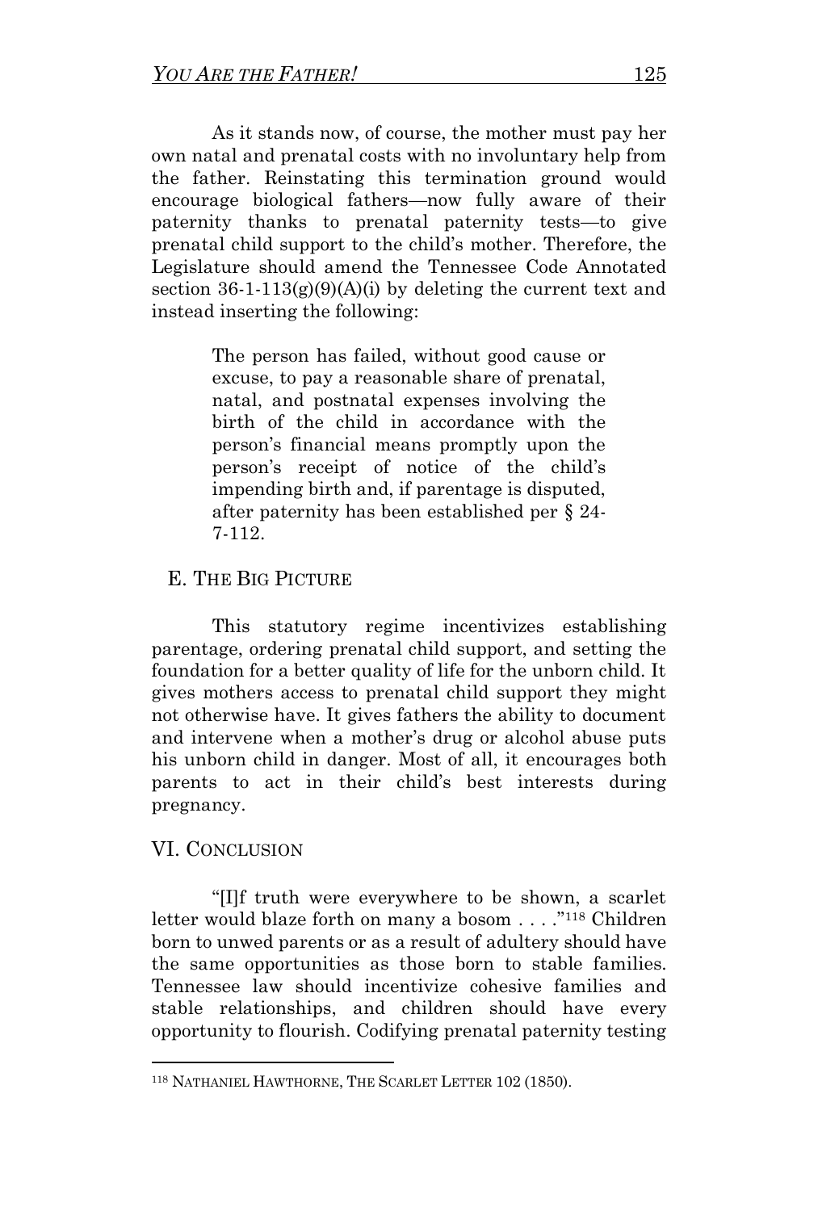As it stands now, of course, the mother must pay her own natal and prenatal costs with no involuntary help from the father. Reinstating this termination ground would encourage biological fathers—now fully aware of their paternity thanks to prenatal paternity tests—to give prenatal child support to the child's mother. Therefore, the Legislature should amend the Tennessee Code Annotated section 36-1-113(g)(9)(A)(i) by deleting the current text and instead inserting the following:

> The person has failed, without good cause or excuse, to pay a reasonable share of prenatal, natal, and postnatal expenses involving the birth of the child in accordance with the person's financial means promptly upon the person's receipt of notice of the child's impending birth and, if parentage is disputed, after paternity has been established per § 24-7-112.

### E. THE BIG PICTURE

This statutory regime incentivizes establishing parentage, ordering prenatal child support, and setting the foundation for a better quality of life for the unborn child. It gives mothers access to prenatal child support they might not otherwise have. It gives fathers the ability to document and intervene when a mother's drug or alcohol abuse puts his unborn child in danger. Most of all, it encourages both parents to act in their child's best interests during pregnancy.

## VI. CONCLUSION

"[I]f truth were everywhere to be shown, a scarlet letter would blaze forth on many a bosom . . . ."[118] Children born to unwed parents or as a result of adultery should have the same opportunities as those born to stable families. Tennessee law should incentivize cohesive families and stable relationships, and children should have every opportunity to flourish. Codifying prenatal paternity testing

[118] NATHANIEL HAWTHORNE, THE SCARLET LETTER 102 (1850).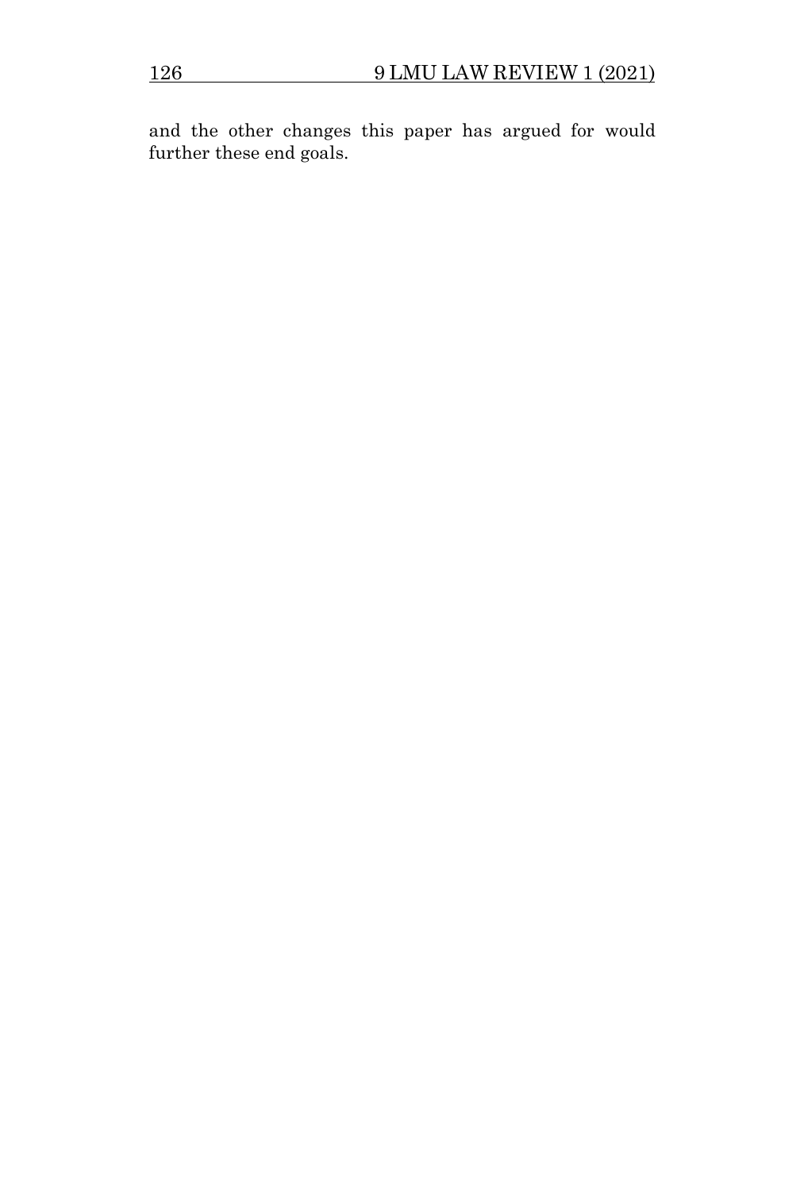and the other changes this paper has argued for would further these end goals.